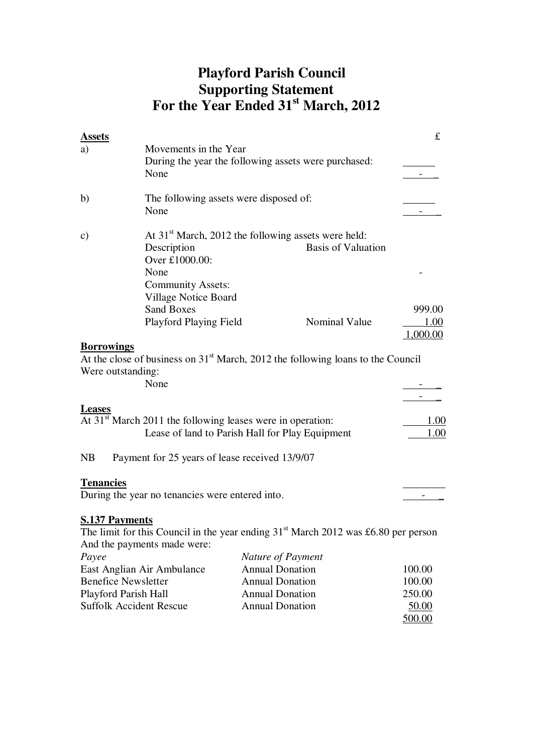# Playford Parish Council
## Supporting Statement
## For the Year Ended 31st March, 2012

**Assets** £

a) Movements in the Year
During the year the following assets were purchased:
None -

b) The following assets were disposed of:
None -

c) At 31st March, 2012 the following assets were held:

| Description | Basis of Valuation | £ |
|---|---|---|
| Over £1000.00: | | |
| None | | - |
| Community Assets: | | |
| Village Notice Board | | |
| Sand Boxes | | 999.00 |
| Playford Playing Field | Nominal Value | 1.00 |
| | | 1,000.00 |

**Borrowings**

At the close of business on 31st March, 2012 the following loans to the Council Were outstanding:

None -
-

**Leases**

At 31st March 2011 the following leases were in operation: 1.00
Lease of land to Parish Hall for Play Equipment 1.00

NB Payment for 25 years of lease received 13/9/07

**Tenancies**

During the year no tenancies were entered into. -

**S.137 Payments**

The limit for this Council in the year ending 31st March 2012 was £6.80 per person And the payments made were:

| *Payee* | *Nature of Payment* | |
|---|---|---|
| East Anglian Air Ambulance | Annual Donation | 100.00 |
| Benefice Newsletter | Annual Donation | 100.00 |
| Playford Parish Hall | Annual Donation | 250.00 |
| Suffolk Accident Rescue | Annual Donation | 50.00 |
| | | 500.00 |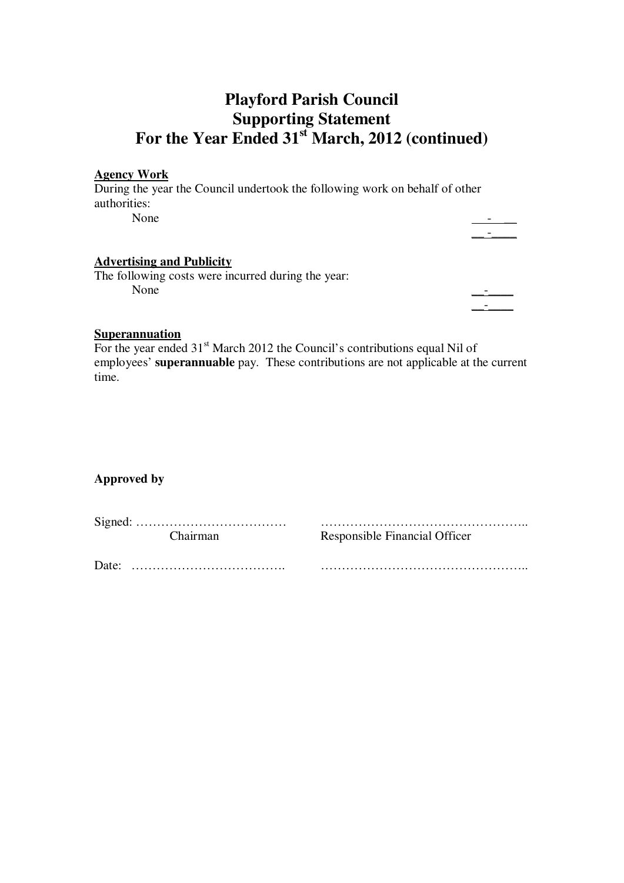# Playford Parish Council
# Supporting Statement
# For the Year Ended 31st March, 2012 (continued)

**Agency Work**

During the year the Council undertook the following work on behalf of other authorities:

| | |
|---|---|
| None | - |
| | - |

**Advertising and Publicity**

The following costs were incurred during the year:

| | |
|---|---|
| None | - |
| | - |

**Superannuation**

For the year ended 31st March 2012 the Council's contributions equal Nil of employees' **superannuable** pay. These contributions are not applicable at the current time.

**Approved by**

Signed: ……………………………… ……………………………………………..

Chairman Responsible Financial Officer

Date: ………………………………. ……………………………………………..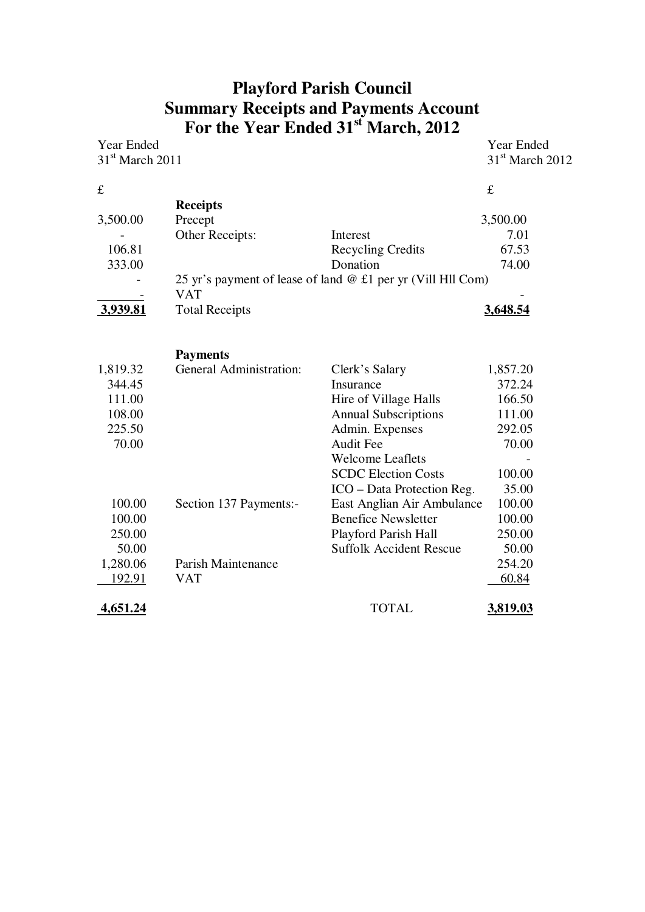# Playford Parish Council
## Summary Receipts and Payments Account
## For the Year Ended 31st March, 2012

| Year Ended 31st March 2011 | | | Year Ended 31st March 2012 |
|---|---|---|---|
| £ | | | £ |
| | **Receipts** | | |
| 3,500.00 | Precept | | 3,500.00 |
| - | Other Receipts: | Interest | 7.01 |
| 106.81 | | Recycling Credits | 67.53 |
| 333.00 | | Donation | 74.00 |
| - | 25 yr's payment of lease of land @ £1 per yr (Vill Hll Com) | | |
| - | VAT | | - |
| **3,939.81** | Total Receipts | | **3,648.54** |
| | | | |
| | **Payments** | | |
| 1,819.32 | General Administration: | Clerk's Salary | 1,857.20 |
| 344.45 | | Insurance | 372.24 |
| 111.00 | | Hire of Village Halls | 166.50 |
| 108.00 | | Annual Subscriptions | 111.00 |
| 225.50 | | Admin. Expenses | 292.05 |
| 70.00 | | Audit Fee | 70.00 |
| | | Welcome Leaflets | - |
| | | SCDC Election Costs | 100.00 |
| | | ICO – Data Protection Reg. | 35.00 |
| 100.00 | Section 137 Payments:- | East Anglian Air Ambulance | 100.00 |
| 100.00 | | Benefice Newsletter | 100.00 |
| 250.00 | | Playford Parish Hall | 250.00 |
| 50.00 | | Suffolk Accident Rescue | 50.00 |
| 1,280.06 | Parish Maintenance | | 254.20 |
| 192.91 | VAT | | 60.84 |
| **4,651.24** | | TOTAL | **3,819.03** |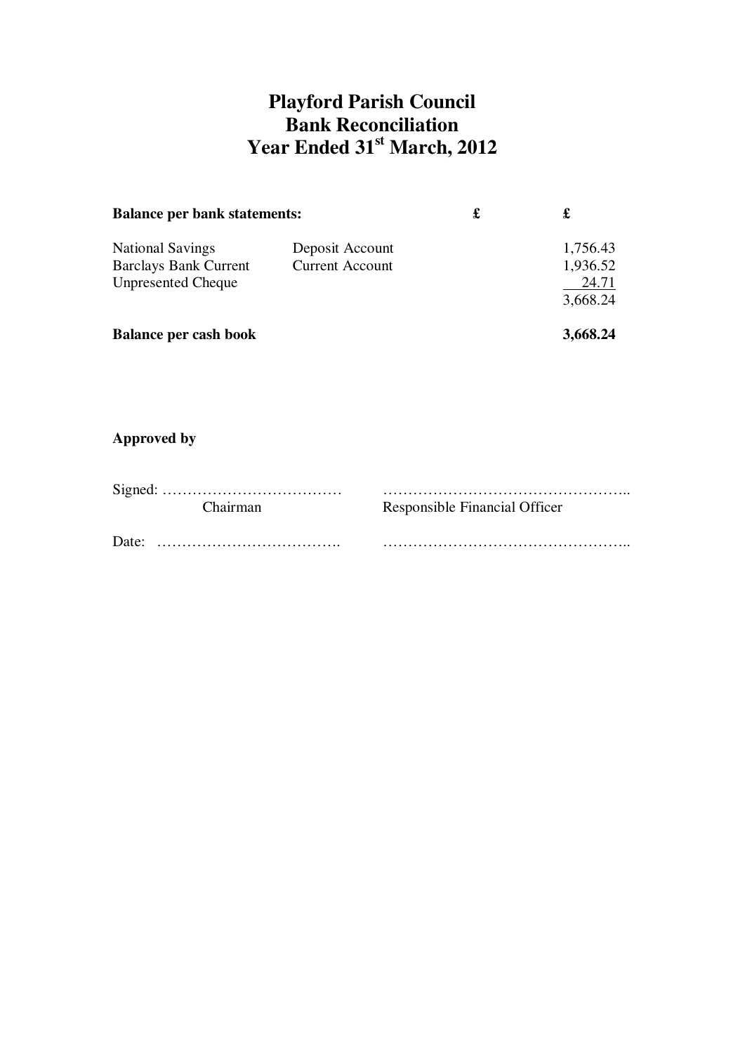# Playford Parish Council
# Bank Reconciliation
# Year Ended 31st March, 2012

| **Balance per bank statements:** | | **£** | **£** |
|---|---|---|---|
| National Savings | Deposit Account | | 1,756.43 |
| Barclays Bank Current | Current Account | | 1,936.52 |
| Unpresented Cheque | | | 24.71 |
| | | | 3,668.24 |
| **Balance per cash book** | | | **3,668.24** |

**Approved by**

Signed: ……………………………… ……………………………………………..

Chairman Responsible Financial Officer

Date: ………………………………. ……………………………………………..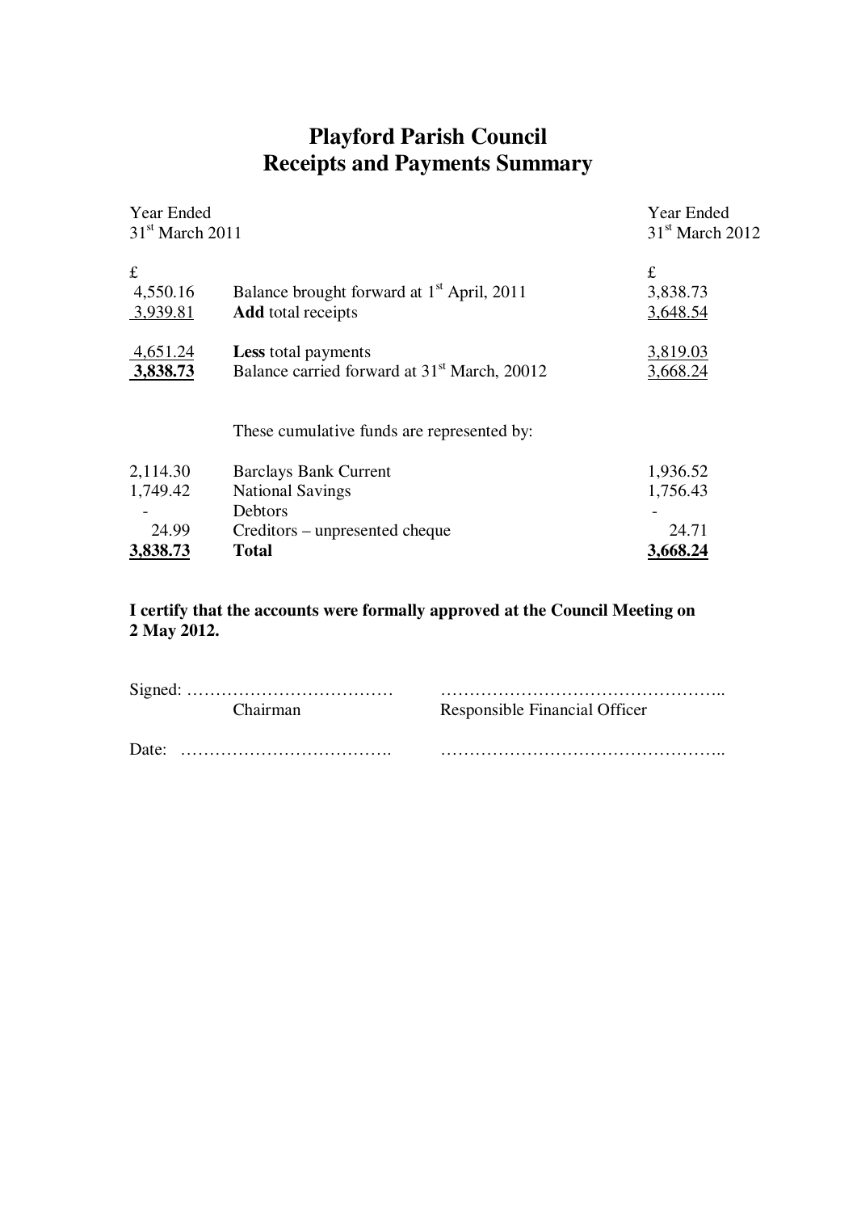# Playford Parish Council
# Receipts and Payments Summary

| Year Ended 31st March 2011 | | Year Ended 31st March 2012 |
|---|---|---|
| £ | | £ |
| 4,550.16 | Balance brought forward at 1st April, 2011 | 3,838.73 |
| 3,939.81 | **Add** total receipts | 3,648.54 |
| 4,651.24 | **Less** total payments | 3,819.03 |
| **3,838.73** | Balance carried forward at 31st March, 20012 | 3,668.24 |
| | These cumulative funds are represented by: | |
| 2,114.30 | Barclays Bank Current | 1,936.52 |
| 1,749.42 | National Savings | 1,756.43 |
| - | Debtors | - |
| 24.99 | Creditors – unpresented cheque | 24.71 |
| **3,838.73** | **Total** | **3,668.24** |

**I certify that the accounts were formally approved at the Council Meeting on 2 May 2012.**

Signed: ……………………………… …………………………………………..

Chairman Responsible Financial Officer

Date: ………………………………. …………………………………………..